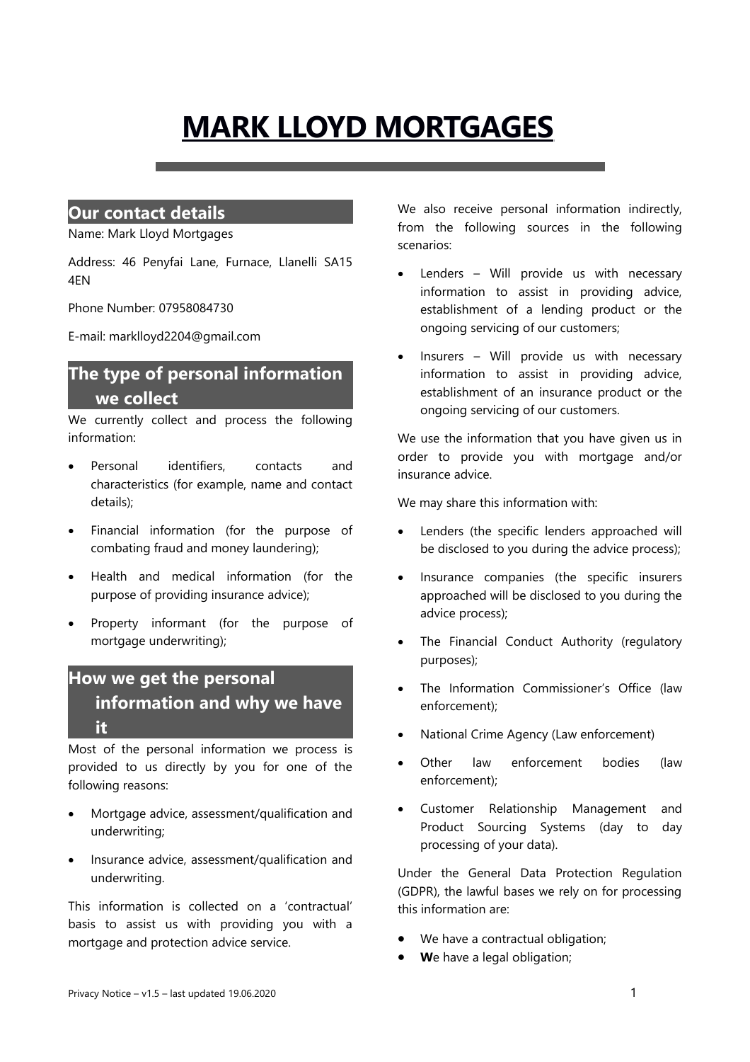# MARK LLOYD MORTGAGES

## Our contact details

Name: Mark Lloyd Mortgages

Address: 46 Penyfai Lane, Furnace, Llanelli SA15 4EN

Phone Number: 07958084730

E-mail: marklloyd2204@gmail.com

## The type of personal information we collect

We currently collect and process the following information:

- Personal identifiers, contacts and characteristics (for example, name and contact details);
- Financial information (for the purpose of combating fraud and money laundering);
- Health and medical information (for the purpose of providing insurance advice);
- Property informant (for the purpose of mortgage underwriting);

## How we get the personal information and why we have it

Most of the personal information we process is provided to us directly by you for one of the following reasons:

- Mortgage advice, assessment/qualification and underwriting;
- Insurance advice, assessment/qualification and underwriting.

This information is collected on a 'contractual' basis to assist us with providing you with a mortgage and protection advice service.

We also receive personal information indirectly, from the following sources in the following scenarios:

- Lenders – Will provide us with necessary information to assist in providing advice, establishment of a lending product or the ongoing servicing of our customers;
- Insurers – Will provide us with necessary information to assist in providing advice, establishment of an insurance product or the ongoing servicing of our customers.

We use the information that you have given us in order to provide you with mortgage and/or insurance advice.

We may share this information with:

- Lenders (the specific lenders approached will be disclosed to you during the advice process);
- Insurance companies (the specific insurers approached will be disclosed to you during the advice process);
- The Financial Conduct Authority (regulatory purposes);
- The Information Commissioner's Office (law enforcement);
- National Crime Agency (Law enforcement)
- Other law enforcement bodies (law enforcement);
- Customer Relationship Management and Product Sourcing Systems (day to day processing of your data).

Under the General Data Protection Regulation (GDPR), the lawful bases we rely on for processing this information are:

- We have a contractual obligation;
- **W**e have a legal obligation;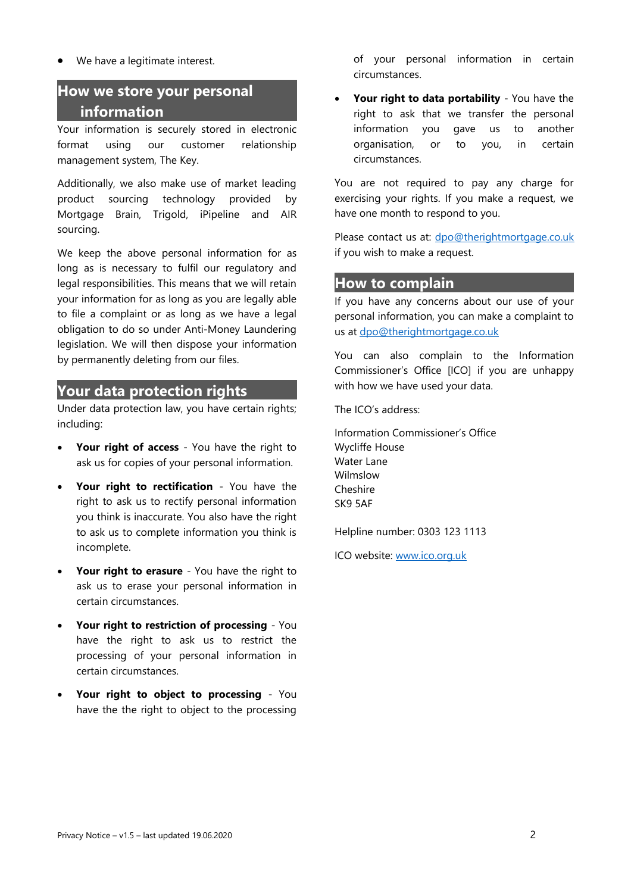- We have a legitimate interest.

## How we store your personal information

Your information is securely stored in electronic format using our customer relationship management system, The Key.

Additionally, we also make use of market leading product sourcing technology provided by Mortgage Brain, Trigold, iPipeline and AIR sourcing.

We keep the above personal information for as long as is necessary to fulfil our regulatory and legal responsibilities. This means that we will retain your information for as long as you are legally able to file a complaint or as long as we have a legal obligation to do so under Anti-Money Laundering legislation. We will then dispose your information by permanently deleting from our files.

## Your data protection rights

Under data protection law, you have certain rights; including:

- **Your right of access** - You have the right to ask us for copies of your personal information.
- **Your right to rectification** - You have the right to ask us to rectify personal information you think is inaccurate. You also have the right to ask us to complete information you think is incomplete.
- **Your right to erasure** - You have the right to ask us to erase your personal information in certain circumstances.
- **Your right to restriction of processing** - You have the right to ask us to restrict the processing of your personal information in certain circumstances.
- **Your right to object to processing** - You have the the right to object to the processing of your personal information in certain circumstances.
- **Your right to data portability** - You have the right to ask that we transfer the personal information you gave us to another organisation, or to you, in certain circumstances.

You are not required to pay any charge for exercising your rights. If you make a request, we have one month to respond to you.

Please contact us at: dpo@therightmortgage.co.uk if you wish to make a request.

## How to complain

If you have any concerns about our use of your personal information, you can make a complaint to us at dpo@therightmortgage.co.uk

You can also complain to the Information Commissioner's Office [ICO] if you are unhappy with how we have used your data.

The ICO's address:

Information Commissioner's Office
Wycliffe House
Water Lane
Wilmslow
Cheshire
SK9 5AF

Helpline number: 0303 123 1113

ICO website: www.ico.org.uk

Privacy Notice – v1.5 – last updated 19.06.2020